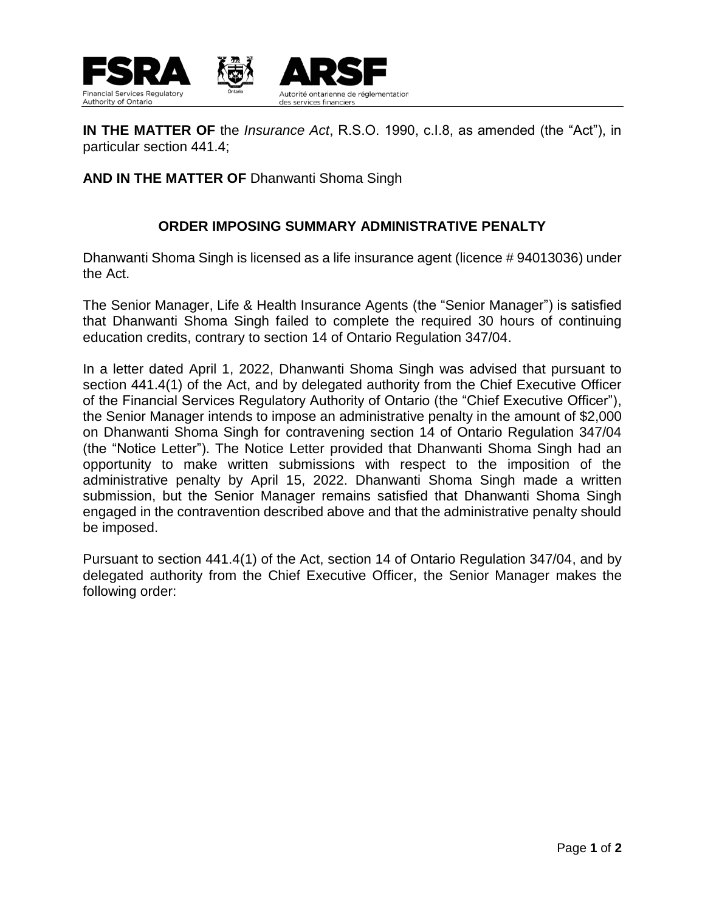**IN THE MATTER OF** the *Insurance Act*, R.S.O. 1990, c.I.8, as amended (the "Act"), in particular section 441.4;

**AND IN THE MATTER OF** Dhanwanti Shoma Singh

## ORDER IMPOSING SUMMARY ADMINISTRATIVE PENALTY

Dhanwanti Shoma Singh is licensed as a life insurance agent (licence # 94013036) under the Act.

The Senior Manager, Life & Health Insurance Agents (the "Senior Manager") is satisfied that Dhanwanti Shoma Singh failed to complete the required 30 hours of continuing education credits, contrary to section 14 of Ontario Regulation 347/04.

In a letter dated April 1, 2022, Dhanwanti Shoma Singh was advised that pursuant to section 441.4(1) of the Act, and by delegated authority from the Chief Executive Officer of the Financial Services Regulatory Authority of Ontario (the "Chief Executive Officer"), the Senior Manager intends to impose an administrative penalty in the amount of $2,000 on Dhanwanti Shoma Singh for contravening section 14 of Ontario Regulation 347/04 (the "Notice Letter"). The Notice Letter provided that Dhanwanti Shoma Singh had an opportunity to make written submissions with respect to the imposition of the administrative penalty by April 15, 2022. Dhanwanti Shoma Singh made a written submission, but the Senior Manager remains satisfied that Dhanwanti Shoma Singh engaged in the contravention described above and that the administrative penalty should be imposed.

Pursuant to section 441.4(1) of the Act, section 14 of Ontario Regulation 347/04, and by delegated authority from the Chief Executive Officer, the Senior Manager makes the following order: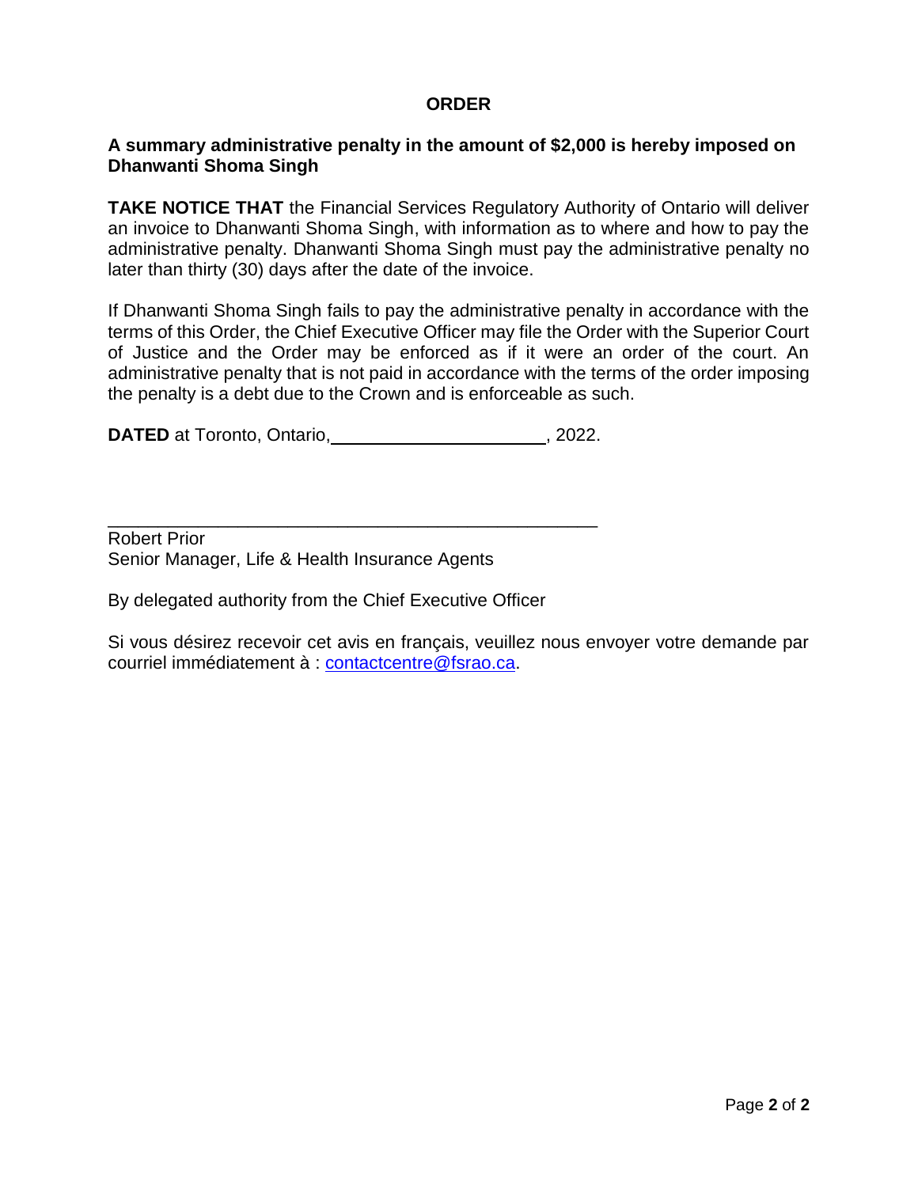## ORDER

**A summary administrative penalty in the amount of $2,000 is hereby imposed on Dhanwanti Shoma Singh**

**TAKE NOTICE THAT** the Financial Services Regulatory Authority of Ontario will deliver an invoice to Dhanwanti Shoma Singh, with information as to where and how to pay the administrative penalty. Dhanwanti Shoma Singh must pay the administrative penalty no later than thirty (30) days after the date of the invoice.

If Dhanwanti Shoma Singh fails to pay the administrative penalty in accordance with the terms of this Order, the Chief Executive Officer may file the Order with the Superior Court of Justice and the Order may be enforced as if it were an order of the court. An administrative penalty that is not paid in accordance with the terms of the order imposing the penalty is a debt due to the Crown and is enforceable as such.

**DATED** at Toronto, Ontario, ____________________, 2022.

_______________________________________________

Robert Prior
Senior Manager, Life & Health Insurance Agents

By delegated authority from the Chief Executive Officer

Si vous désirez recevoir cet avis en français, veuillez nous envoyer votre demande par courriel immédiatement à : contactcentre@fsrao.ca.